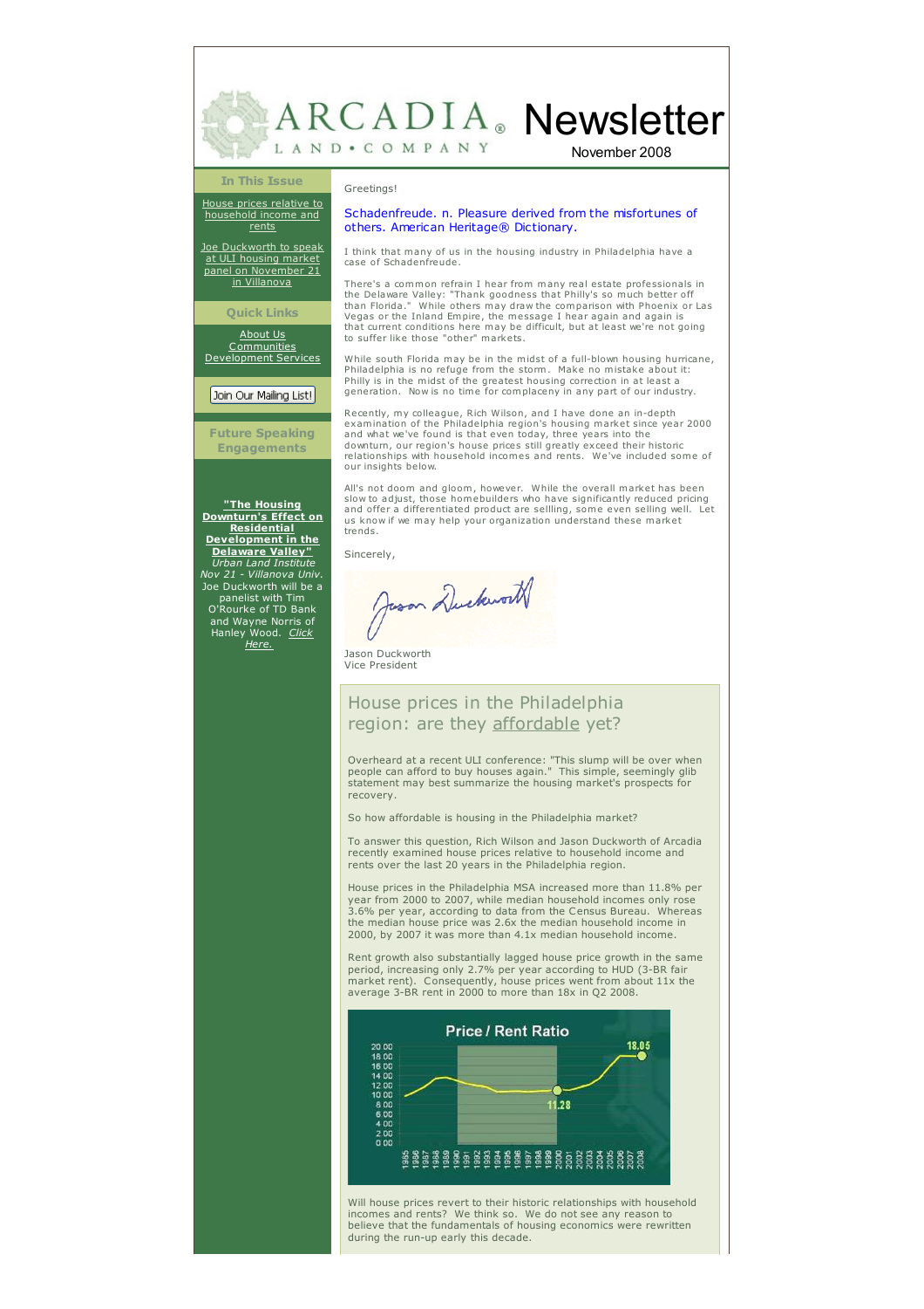# ARCADIA LAND • COMPANY Newsletter

November 2008

## In This Issue

House prices relative to household income and rents

Joe Duckworth to speak at ULI housing market panel on November 21 in Villanova

## Quick Links

About Us
Communities
Development Services

Join Our Mailing List!

## Future Speaking Engagements

**"The Housing Downturn's Effect on Residential Development in the Delaware Valley"**
*Urban Land Institute*
*Nov 21 - Villanova Univ.*
Joe Duckworth will be a panelist with Tim O'Rourke of TD Bank and Wayne Norris of Hanley Wood. *Click Here.*

---

Greetings!

Schadenfreude. n. Pleasure derived from the misfortunes of others. American Heritage® Dictionary.

I think that many of us in the housing industry in Philadelphia have a case of Schadenfreude.

There's a common refrain I hear from many real estate professionals in the Delaware Valley: "Thank goodness that Philly's so much better off than Florida." While others may draw the comparison with Phoenix or Las Vegas or the Inland Empire, the message I hear again and again is that current conditions here may be difficult, but at least we're not going to suffer like those "other" markets.

While south Florida may be in the midst of a full-blown housing hurricane, Philadelphia is no refuge from the storm. Make no mistake about it: Philly is in the midst of the greatest housing correction in at least a generation. Now is no time for complaceny in any part of our industry.

Recently, my colleague, Rich Wilson, and I have done an in-depth examination of the Philadelphia region's housing market since year 2000 and what we've found is that even today, three years into the downturn, our region's house prices still greatly exceed their historic relationships with household incomes and rents. We've included some of our insights below.

All's not doom and gloom, however. While the overall market has been slow to adjust, those homebuilders who have significantly reduced pricing and offer a differentiated product are sellling, some even selling well. Let us know if we may help your organization understand these market trends.

Sincerely,

Jason Duckworth
Vice President

## House prices in the Philadelphia region: are they affordable yet?

Overheard at a recent ULI conference: "This slump will be over when people can afford to buy houses again." This simple, seemingly glib statement may best summarize the housing market's prospects for recovery.

So how affordable is housing in the Philadelphia market?

To answer this question, Rich Wilson and Jason Duckworth of Arcadia recently examined house prices relative to household income and rents over the last 20 years in the Philadelphia region.

House prices in the Philadelphia MSA increased more than 11.8% per year from 2000 to 2007, while median household incomes only rose 3.6% per year, according to data from the Census Bureau. Whereas the median house price was 2.6x the median household income in 2000, by 2007 it was more than 4.1x median household income.

Rent growth also substantially lagged house price growth in the same period, increasing only 2.7% per year according to HUD (3-BR fair market rent). Consequently, house prices went from about 11x the average 3-BR rent in 2000 to more than 18x in Q2 2008.

Price / Rent Ratio (1985–2008; 11.28 in 2000, 18.05 in 2008)

Will house prices revert to their historic relationships with household incomes and rents? We think so. We do not see any reason to believe that the fundamentals of housing economics were rewritten during the run-up early this decade.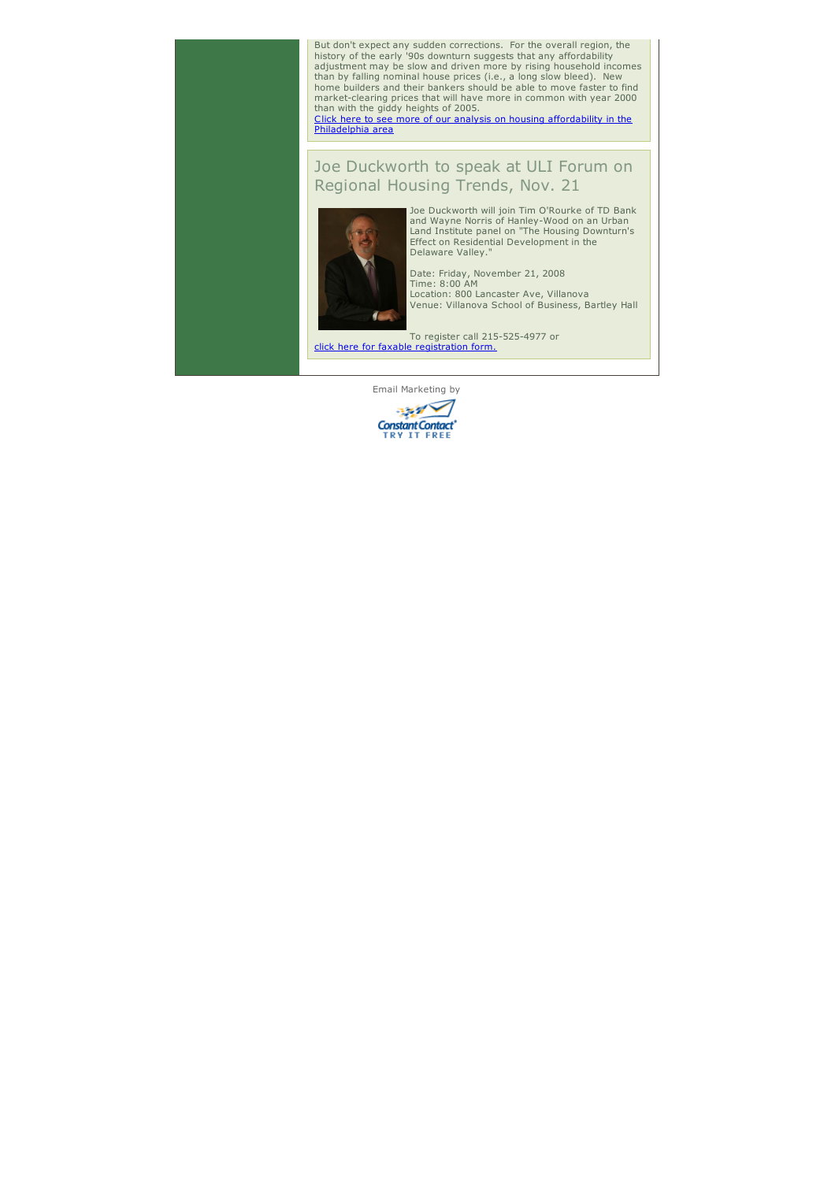But don't expect any sudden corrections. For the overall region, the history of the early '90s downturn suggests that any affordability adjustment may be slow and driven more by rising household incomes than by falling nominal house prices (i.e., a long slow bleed). New home builders and their bankers should be able to move faster to find market-clearing prices that will have more in common with year 2000 than with the giddy heights of 2005.

Click here to see more of our analysis on housing affordability in the Philadelphia area

## Joe Duckworth to speak at ULI Forum on Regional Housing Trends, Nov. 21

Joe Duckworth will join Tim O'Rourke of TD Bank and Wayne Norris of Hanley-Wood on an Urban Land Institute panel on "The Housing Downturn's Effect on Residential Development in the Delaware Valley."

Date: Friday, November 21, 2008
Time: 8:00 AM
Location: 800 Lancaster Ave, Villanova
Venue: Villanova School of Business, Bartley Hall

To register call 215-525-4977 or
click here for faxable registration form.

Email Marketing by

Constant Contact
TRY IT FREE